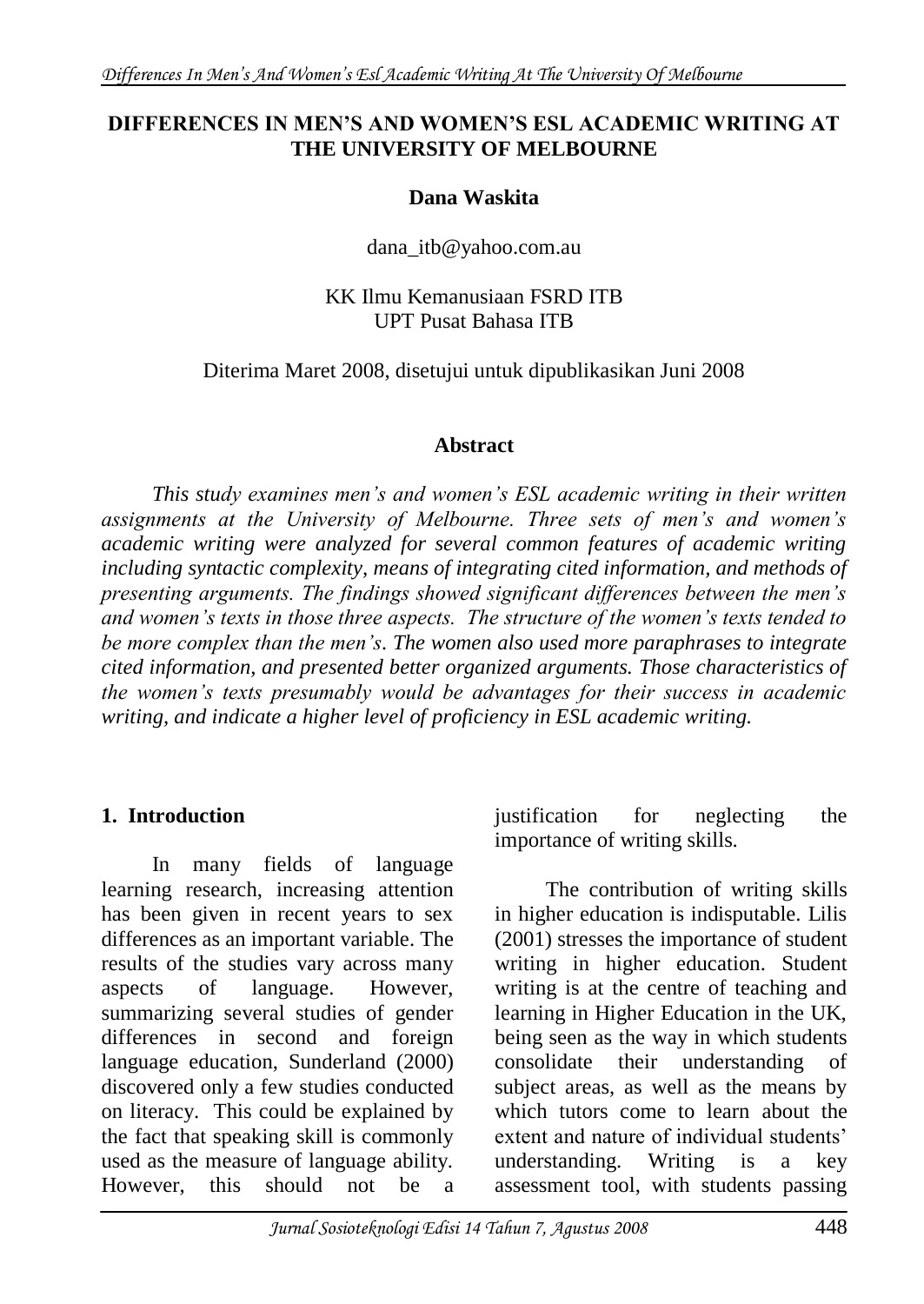# DIFFERENCES IN MEN'S AND WOMEN'S ESL ACADEMIC WRITING AT THE UNIVERSITY OF MELBOURNE

**Dana Waskita**

dana_itb@yahoo.com.au

KK Ilmu Kemanusiaan FSRD ITB
UPT Pusat Bahasa ITB

Diterima Maret 2008, disetujui untuk dipublikasikan Juni 2008

## Abstract

*This study examines men's and women's ESL academic writing in their written assignments at the University of Melbourne. Three sets of men's and women's academic writing were analyzed for several common features of academic writing including syntactic complexity, means of integrating cited information, and methods of presenting arguments. The findings showed significant differences between the men's and women's texts in those three aspects. The structure of the women's texts tended to be more complex than the men's. The women also used more paraphrases to integrate cited information, and presented better organized arguments. Those characteristics of the women's texts presumably would be advantages for their success in academic writing, and indicate a higher level of proficiency in ESL academic writing.*

## 1. Introduction

In many fields of language learning research, increasing attention has been given in recent years to sex differences as an important variable. The results of the studies vary across many aspects of language. However, summarizing several studies of gender differences in second and foreign language education, Sunderland (2000) discovered only a few studies conducted on literacy. This could be explained by the fact that speaking skill is commonly used as the measure of language ability. However, this should not be a justification for neglecting the importance of writing skills.

The contribution of writing skills in higher education is indisputable. Lilis (2001) stresses the importance of student writing in higher education. Student writing is at the centre of teaching and learning in Higher Education in the UK, being seen as the way in which students consolidate their understanding of subject areas, as well as the means by which tutors come to learn about the extent and nature of individual students' understanding. Writing is a key assessment tool, with students passing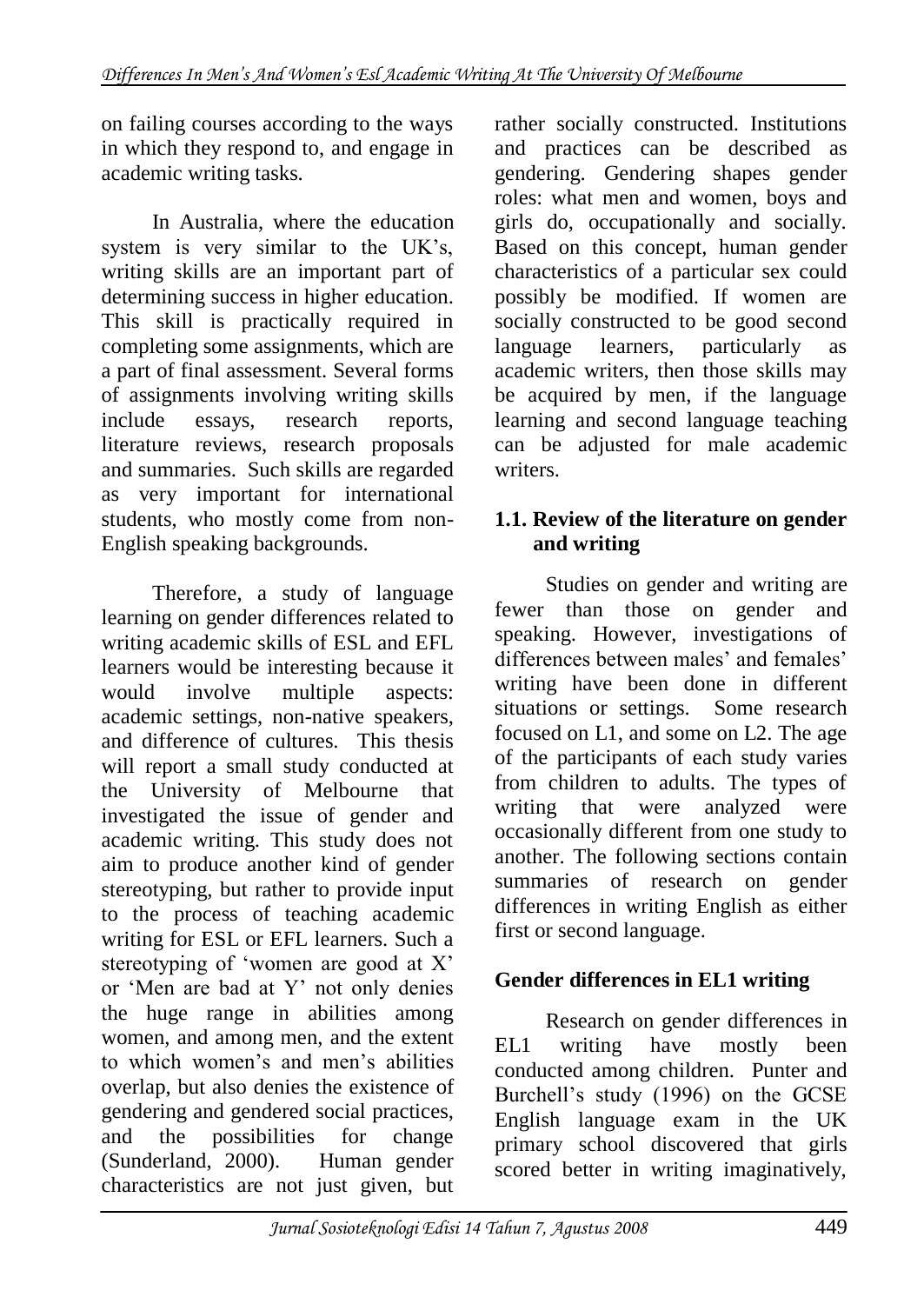on failing courses according to the ways in which they respond to, and engage in academic writing tasks.

In Australia, where the education system is very similar to the UK's, writing skills are an important part of determining success in higher education. This skill is practically required in completing some assignments, which are a part of final assessment. Several forms of assignments involving writing skills include essays, research reports, literature reviews, research proposals and summaries. Such skills are regarded as very important for international students, who mostly come from non-English speaking backgrounds.

Therefore, a study of language learning on gender differences related to writing academic skills of ESL and EFL learners would be interesting because it would involve multiple aspects: academic settings, non-native speakers, and difference of cultures. This thesis will report a small study conducted at the University of Melbourne that investigated the issue of gender and academic writing. This study does not aim to produce another kind of gender stereotyping, but rather to provide input to the process of teaching academic writing for ESL or EFL learners. Such a stereotyping of 'women are good at X' or 'Men are bad at Y' not only denies the huge range in abilities among women, and among men, and the extent to which women's and men's abilities overlap, but also denies the existence of gendering and gendered social practices, and the possibilities for change (Sunderland, 2000). Human gender characteristics are not just given, but rather socially constructed. Institutions and practices can be described as gendering. Gendering shapes gender roles: what men and women, boys and girls do, occupationally and socially. Based on this concept, human gender characteristics of a particular sex could possibly be modified. If women are socially constructed to be good second language learners, particularly as academic writers, then those skills may be acquired by men, if the language learning and second language teaching can be adjusted for male academic writers.

## 1.1. Review of the literature on gender and writing

Studies on gender and writing are fewer than those on gender and speaking. However, investigations of differences between males' and females' writing have been done in different situations or settings. Some research focused on L1, and some on L2. The age of the participants of each study varies from children to adults. The types of writing that were analyzed were occasionally different from one study to another. The following sections contain summaries of research on gender differences in writing English as either first or second language.

### Gender differences in EL1 writing

Research on gender differences in EL1 writing have mostly been conducted among children. Punter and Burchell's study (1996) on the GCSE English language exam in the UK primary school discovered that girls scored better in writing imaginatively,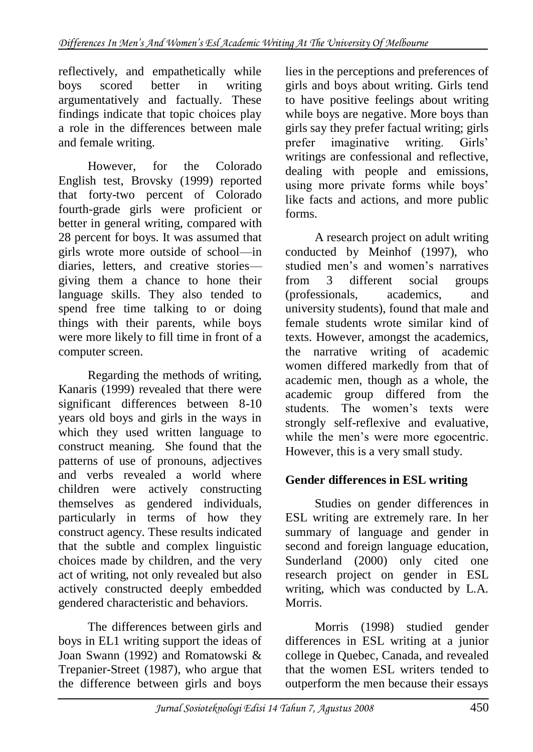reflectively, and empathetically while boys scored better in writing argumentatively and factually. These findings indicate that topic choices play a role in the differences between male and female writing.

However, for the Colorado English test, Brovsky (1999) reported that forty-two percent of Colorado fourth-grade girls were proficient or better in general writing, compared with 28 percent for boys. It was assumed that girls wrote more outside of school—in diaries, letters, and creative stories—giving them a chance to hone their language skills. They also tended to spend free time talking to or doing things with their parents, while boys were more likely to fill time in front of a computer screen.

Regarding the methods of writing, Kanaris (1999) revealed that there were significant differences between 8-10 years old boys and girls in the ways in which they used written language to construct meaning. She found that the patterns of use of pronouns, adjectives and verbs revealed a world where children were actively constructing themselves as gendered individuals, particularly in terms of how they construct agency. These results indicated that the subtle and complex linguistic choices made by children, and the very act of writing, not only revealed but also actively constructed deeply embedded gendered characteristic and behaviors.

The differences between girls and boys in EL1 writing support the ideas of Joan Swann (1992) and Romatowski & Trepanier-Street (1987), who argue that the difference between girls and boys lies in the perceptions and preferences of girls and boys about writing. Girls tend to have positive feelings about writing while boys are negative. More boys than girls say they prefer factual writing; girls prefer imaginative writing. Girls' writings are confessional and reflective, dealing with people and emissions, using more private forms while boys' like facts and actions, and more public forms.

A research project on adult writing conducted by Meinhof (1997), who studied men's and women's narratives from 3 different social groups (professionals, academics, and university students), found that male and female students wrote similar kind of texts. However, amongst the academics, the narrative writing of academic women differed markedly from that of academic men, though as a whole, the academic group differed from the students. The women's texts were strongly self-reflexive and evaluative, while the men's were more egocentric. However, this is a very small study.

## Gender differences in ESL writing

Studies on gender differences in ESL writing are extremely rare. In her summary of language and gender in second and foreign language education, Sunderland (2000) only cited one research project on gender in ESL writing, which was conducted by L.A. Morris.

Morris (1998) studied gender differences in ESL writing at a junior college in Quebec, Canada, and revealed that the women ESL writers tended to outperform the men because their essays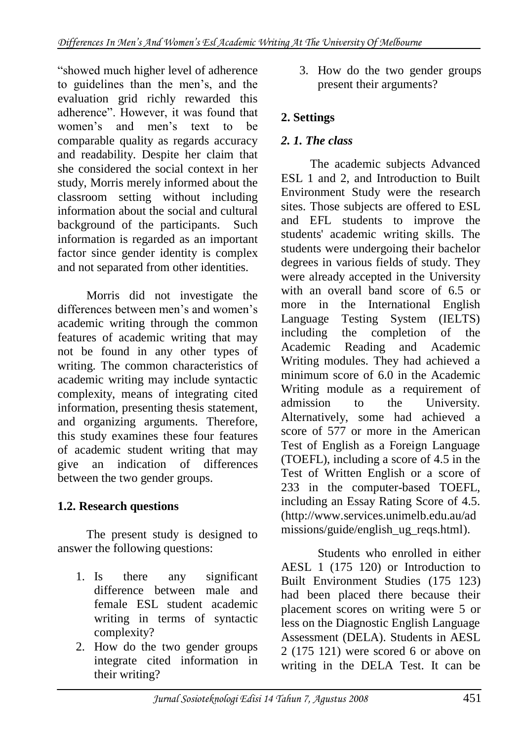"showed much higher level of adherence to guidelines than the men's, and the evaluation grid richly rewarded this adherence". However, it was found that women's and men's text to be comparable quality as regards accuracy and readability. Despite her claim that she considered the social context in her study, Morris merely informed about the classroom setting without including information about the social and cultural background of the participants. Such information is regarded as an important factor since gender identity is complex and not separated from other identities.

Morris did not investigate the differences between men's and women's academic writing through the common features of academic writing that may not be found in any other types of writing. The common characteristics of academic writing may include syntactic complexity, means of integrating cited information, presenting thesis statement, and organizing arguments. Therefore, this study examines these four features of academic student writing that may give an indication of differences between the two gender groups.

## 1.2. Research questions

The present study is designed to answer the following questions:

1. Is there any significant difference between male and female ESL student academic writing in terms of syntactic complexity?
2. How do the two gender groups integrate cited information in their writing?
3. How do the two gender groups present their arguments?

## 2. Settings

### *2. 1. The class*

The academic subjects Advanced ESL 1 and 2, and Introduction to Built Environment Study were the research sites. Those subjects are offered to ESL and EFL students to improve the students' academic writing skills. The students were undergoing their bachelor degrees in various fields of study. They were already accepted in the University with an overall band score of 6.5 or more in the International English Language Testing System (IELTS) including the completion of the Academic Reading and Academic Writing modules. They had achieved a minimum score of 6.0 in the Academic Writing module as a requirement of admission to the University. Alternatively, some had achieved a score of 577 or more in the American Test of English as a Foreign Language (TOEFL), including a score of 4.5 in the Test of Written English or a score of 233 in the computer-based TOEFL, including an Essay Rating Score of 4.5. (http://www.services.unimelb.edu.au/admissions/guide/english_ug_reqs.html).

Students who enrolled in either AESL 1 (175 120) or Introduction to Built Environment Studies (175 123) had been placed there because their placement scores on writing were 5 or less on the Diagnostic English Language Assessment (DELA). Students in AESL 2 (175 121) were scored 6 or above on writing in the DELA Test. It can be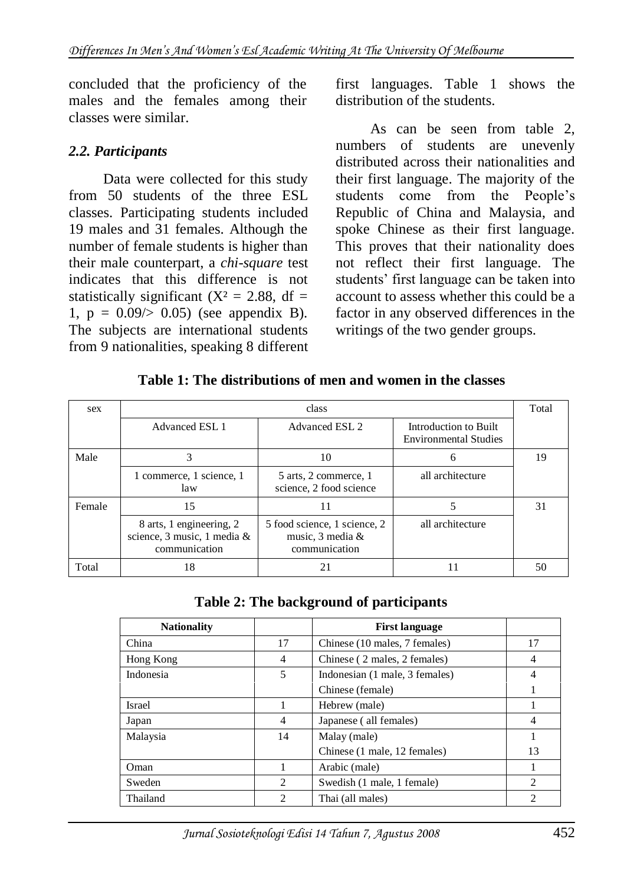concluded that the proficiency of the males and the females among their classes were similar.

### *2.2. Participants*

Data were collected for this study from 50 students of the three ESL classes. Participating students included 19 males and 31 females. Although the number of female students is higher than their male counterpart, a *chi-square* test indicates that this difference is not statistically significant ($X^2 = 2.88$, df = 1, p = 0.09/> 0.05) (see appendix B). The subjects are international students from 9 nationalities, speaking 8 different first languages. Table 1 shows the distribution of the students.

As can be seen from table 2, numbers of students are unevenly distributed across their nationalities and their first language. The majority of the students come from the People's Republic of China and Malaysia, and spoke Chinese as their first language. This proves that their nationality does not reflect their first language. The students' first language can be taken into account to assess whether this could be a factor in any observed differences in the writings of the two gender groups.

**Table 1: The distributions of men and women in the classes**

| sex | class | | | Total |
|---|---|---|---|---|
| | Advanced ESL 1 | Advanced ESL 2 | Introduction to Built Environmental Studies | |
| Male | 3 | 10 | 6 | 19 |
| | 1 commerce, 1 science, 1 law | 5 arts, 2 commerce, 1 science, 2 food science | all architecture | |
| Female | 15 | 11 | 5 | 31 |
| | 8 arts, 1 engineering, 2 science, 3 music, 1 media & communication | 5 food science, 1 science, 2 music, 3 media & communication | all architecture | |
| Total | 18 | 21 | 11 | 50 |

**Table 2: The background of participants**

| Nationality | | First language | |
|---|---|---|---|
| China | 17 | Chinese (10 males, 7 females) | 17 |
| Hong Kong | 4 | Chinese ( 2 males, 2 females) | 4 |
| Indonesia | 5 | Indonesian (1 male, 3 females) | 4 |
| | | Chinese (female) | 1 |
| Israel | 1 | Hebrew (male) | 1 |
| Japan | 4 | Japanese ( all females) | 4 |
| Malaysia | 14 | Malay (male) | 1 |
| | | Chinese (1 male, 12 females) | 13 |
| Oman | 1 | Arabic (male) | 1 |
| Sweden | 2 | Swedish (1 male, 1 female) | 2 |
| Thailand | 2 | Thai (all males) | 2 |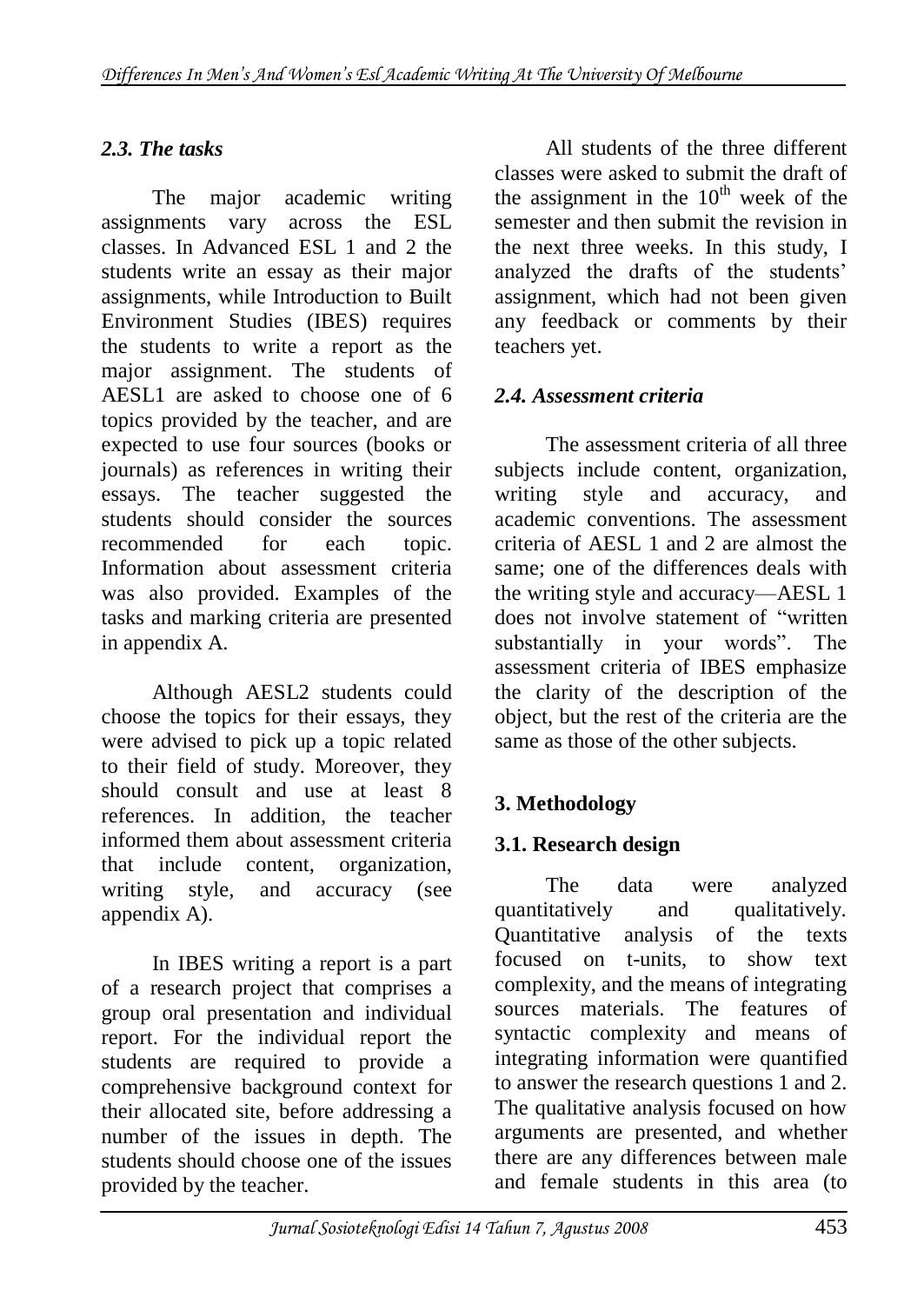### *2.3. The tasks*

The major academic writing assignments vary across the ESL classes. In Advanced ESL 1 and 2 the students write an essay as their major assignments, while Introduction to Built Environment Studies (IBES) requires the students to write a report as the major assignment. The students of AESL1 are asked to choose one of 6 topics provided by the teacher, and are expected to use four sources (books or journals) as references in writing their essays. The teacher suggested the students should consider the sources recommended for each topic. Information about assessment criteria was also provided. Examples of the tasks and marking criteria are presented in appendix A.

Although AESL2 students could choose the topics for their essays, they were advised to pick up a topic related to their field of study. Moreover, they should consult and use at least 8 references. In addition, the teacher informed them about assessment criteria that include content, organization, writing style, and accuracy (see appendix A).

In IBES writing a report is a part of a research project that comprises a group oral presentation and individual report. For the individual report the students are required to provide a comprehensive background context for their allocated site, before addressing a number of the issues in depth. The students should choose one of the issues provided by the teacher.

All students of the three different classes were asked to submit the draft of the assignment in the 10th week of the semester and then submit the revision in the next three weeks. In this study, I analyzed the drafts of the students' assignment, which had not been given any feedback or comments by their teachers yet.

### *2.4. Assessment criteria*

The assessment criteria of all three subjects include content, organization, writing style and accuracy, and academic conventions. The assessment criteria of AESL 1 and 2 are almost the same; one of the differences deals with the writing style and accuracy—AESL 1 does not involve statement of "written substantially in your words". The assessment criteria of IBES emphasize the clarity of the description of the object, but the rest of the criteria are the same as those of the other subjects.

## 3. Methodology

### 3.1. Research design

The data were analyzed quantitatively and qualitatively. Quantitative analysis of the texts focused on t-units, to show text complexity, and the means of integrating sources materials. The features of syntactic complexity and means of integrating information were quantified to answer the research questions 1 and 2. The qualitative analysis focused on how arguments are presented, and whether there are any differences between male and female students in this area (to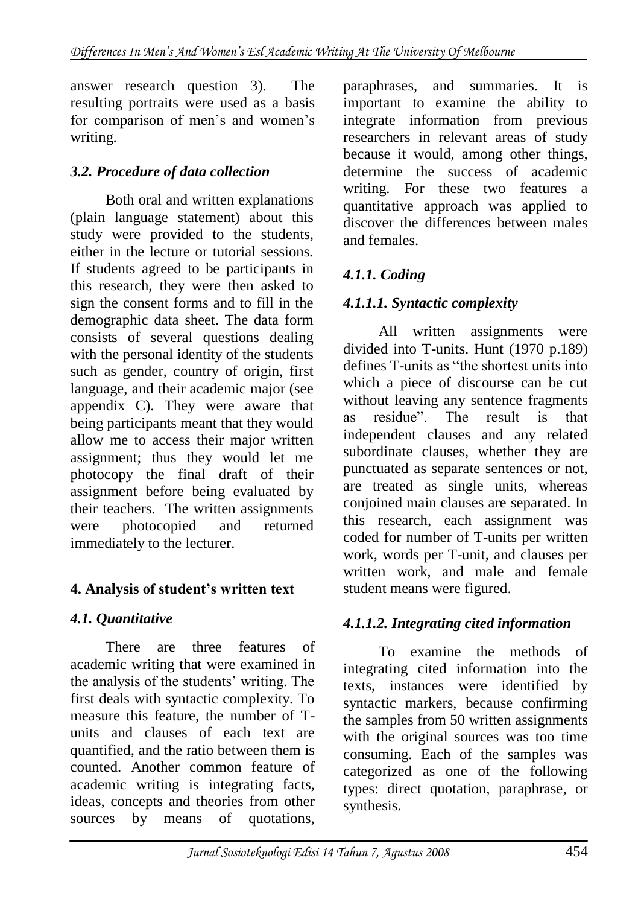answer research question 3). The resulting portraits were used as a basis for comparison of men's and women's writing.

### *3.2. Procedure of data collection*

Both oral and written explanations (plain language statement) about this study were provided to the students, either in the lecture or tutorial sessions. If students agreed to be participants in this research, they were then asked to sign the consent forms and to fill in the demographic data sheet. The data form consists of several questions dealing with the personal identity of the students such as gender, country of origin, first language, and their academic major (see appendix C). They were aware that being participants meant that they would allow me to access their major written assignment; thus they would let me photocopy the final draft of their assignment before being evaluated by their teachers. The written assignments were photocopied and returned immediately to the lecturer.

## 4. Analysis of student's written text

### *4.1. Quantitative*

There are three features of academic writing that were examined in the analysis of the students' writing. The first deals with syntactic complexity. To measure this feature, the number of T-units and clauses of each text are quantified, and the ratio between them is counted. Another common feature of academic writing is integrating facts, ideas, concepts and theories from other sources by means of quotations, paraphrases, and summaries. It is important to examine the ability to integrate information from previous researchers in relevant areas of study because it would, among other things, determine the success of academic writing. For these two features a quantitative approach was applied to discover the differences between males and females.

### *4.1.1. Coding*

#### *4.1.1.1. Syntactic complexity*

All written assignments were divided into T-units. Hunt (1970 p.189) defines T-units as "the shortest units into which a piece of discourse can be cut without leaving any sentence fragments as residue". The result is that independent clauses and any related subordinate clauses, whether they are punctuated as separate sentences or not, are treated as single units, whereas conjoined main clauses are separated. In this research, each assignment was coded for number of T-units per written work, words per T-unit, and clauses per written work, and male and female student means were figured.

#### *4.1.1.2. Integrating cited information*

To examine the methods of integrating cited information into the texts, instances were identified by syntactic markers, because confirming the samples from 50 written assignments with the original sources was too time consuming. Each of the samples was categorized as one of the following types: direct quotation, paraphrase, or synthesis.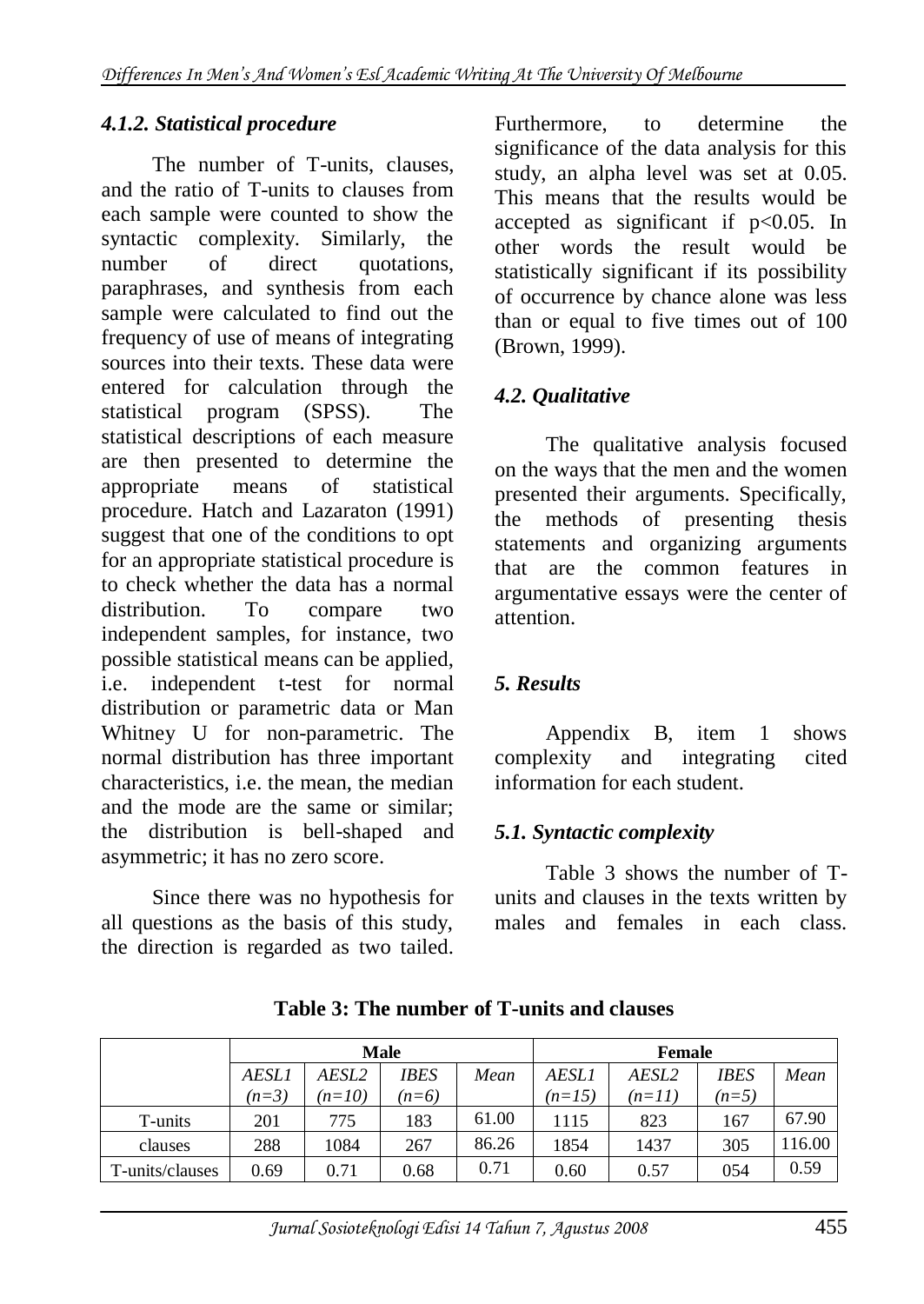#### *4.1.2. Statistical procedure*

The number of T-units, clauses, and the ratio of T-units to clauses from each sample were counted to show the syntactic complexity. Similarly, the number of direct quotations, paraphrases, and synthesis from each sample were calculated to find out the frequency of use of means of integrating sources into their texts. These data were entered for calculation through the statistical program (SPSS). The statistical descriptions of each measure are then presented to determine the appropriate means of statistical procedure. Hatch and Lazaraton (1991) suggest that one of the conditions to opt for an appropriate statistical procedure is to check whether the data has a normal distribution. To compare two independent samples, for instance, two possible statistical means can be applied, i.e. independent t-test for normal distribution or parametric data or Man Whitney U for non-parametric. The normal distribution has three important characteristics, i.e. the mean, the median and the mode are the same or similar; the distribution is bell-shaped and asymmetric; it has no zero score.

Since there was no hypothesis for all questions as the basis of this study, the direction is regarded as two tailed. Furthermore, to determine the significance of the data analysis for this study, an alpha level was set at 0.05. This means that the results would be accepted as significant if $p<0.05$. In other words the result would be statistically significant if its possibility of occurrence by chance alone was less than or equal to five times out of 100 (Brown, 1999).

### *4.2. Qualitative*

The qualitative analysis focused on the ways that the men and the women presented their arguments. Specifically, the methods of presenting thesis statements and organizing arguments that are the common features in argumentative essays were the center of attention.

## *5. Results*

Appendix B, item 1 shows complexity and integrating cited information for each student.

### *5.1. Syntactic complexity*

Table 3 shows the number of T-units and clauses in the texts written by males and females in each class.

**Table 3: The number of T-units and clauses**

| | Male | | | | Female | | | |
|---|---|---|---|---|---|---|---|---|
| | *AESL1 (n=3)* | *AESL2 (n=10)* | *IBES (n=6)* | *Mean* | *AESL1 (n=15)* | *AESL2 (n=11)* | *IBES (n=5)* | *Mean* |
| T-units | 201 | 775 | 183 | 61.00 | 1115 | 823 | 167 | 67.90 |
| clauses | 288 | 1084 | 267 | 86.26 | 1854 | 1437 | 305 | 116.00 |
| T-units/clauses | 0.69 | 0.71 | 0.68 | 0.71 | 0.60 | 0.57 | 054 | 0.59 |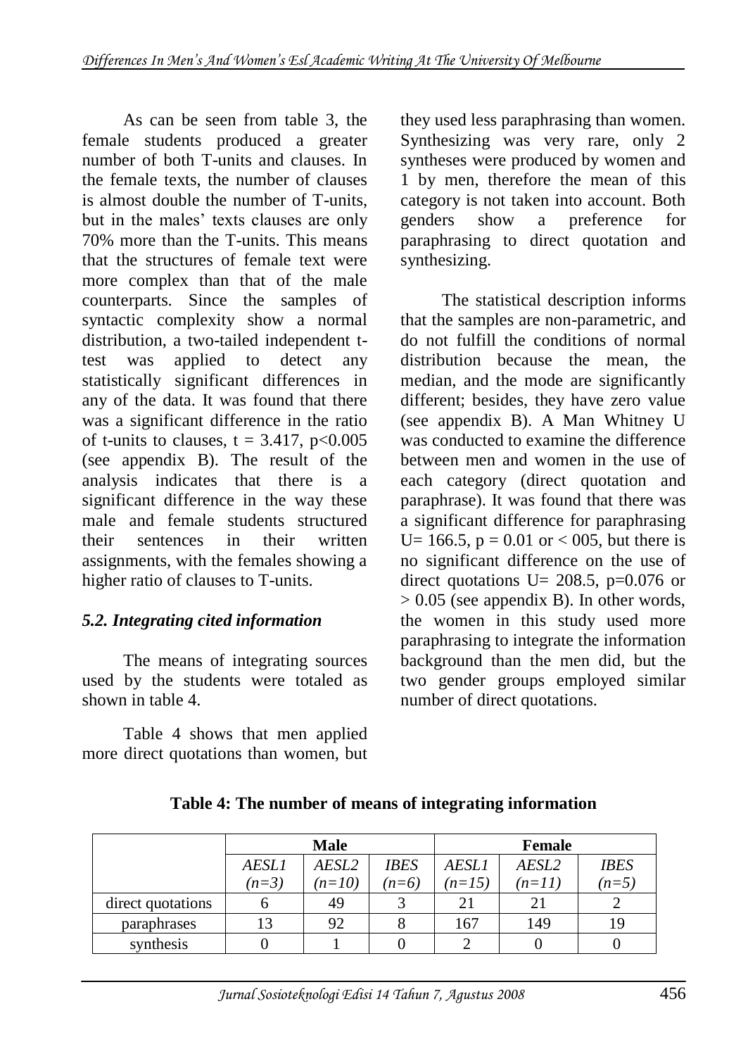As can be seen from table 3, the female students produced a greater number of both T-units and clauses. In the female texts, the number of clauses is almost double the number of T-units, but in the males' texts clauses are only 70% more than the T-units. This means that the structures of female text were more complex than that of the male counterparts. Since the samples of syntactic complexity show a normal distribution, a two-tailed independent t-test was applied to detect any statistically significant differences in any of the data. It was found that there was a significant difference in the ratio of t-units to clauses, $t = 3.417$, $p<0.005$ (see appendix B). The result of the analysis indicates that there is a significant difference in the way these male and female students structured their sentences in their written assignments, with the females showing a higher ratio of clauses to T-units.

### *5.2. Integrating cited information*

The means of integrating sources used by the students were totaled as shown in table 4.

Table 4 shows that men applied more direct quotations than women, but they used less paraphrasing than women. Synthesizing was very rare, only 2 syntheses were produced by women and 1 by men, therefore the mean of this category is not taken into account. Both genders show a preference for paraphrasing to direct quotation and synthesizing.

The statistical description informs that the samples are non-parametric, and do not fulfill the conditions of normal distribution because the mean, the median, and the mode are significantly different; besides, they have zero value (see appendix B). A Man Whitney U was conducted to examine the difference between men and women in the use of each category (direct quotation and paraphrase). It was found that there was a significant difference for paraphrasing $U= 166.5$, $p = 0.01$ or $< 005$, but there is no significant difference on the use of direct quotations $U= 208.5$, $p=0.076$ or $> 0.05$ (see appendix B). In other words, the women in this study used more paraphrasing to integrate the information background than the men did, but the two gender groups employed similar number of direct quotations.

**Table 4: The number of means of integrating information**

| | Male | | | Female | | |
|---|---|---|---|---|---|---|
| | *AESL1 (n=3)* | *AESL2 (n=10)* | *IBES (n=6)* | *AESL1 (n=15)* | *AESL2 (n=11)* | *IBES (n=5)* |
| direct quotations | 6 | 49 | 3 | 21 | 21 | 2 |
| paraphrases | 13 | 92 | 8 | 167 | 149 | 19 |
| synthesis | 0 | 1 | 0 | 2 | 0 | 0 |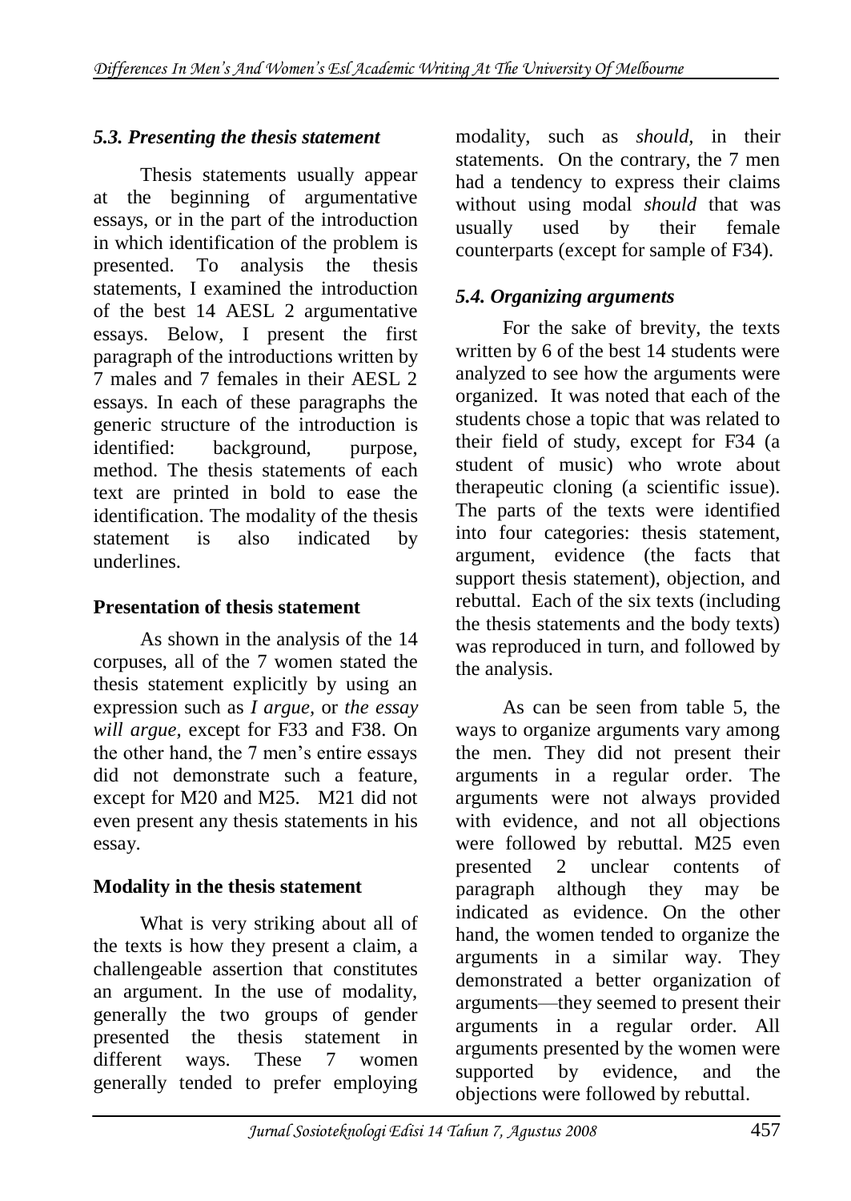### *5.3. Presenting the thesis statement*

Thesis statements usually appear at the beginning of argumentative essays, or in the part of the introduction in which identification of the problem is presented. To analysis the thesis statements, I examined the introduction of the best 14 AESL 2 argumentative essays. Below, I present the first paragraph of the introductions written by 7 males and 7 females in their AESL 2 essays. In each of these paragraphs the generic structure of the introduction is identified: background, purpose, method. The thesis statements of each text are printed in bold to ease the identification. The modality of the thesis statement is also indicated by underlines.

**Presentation of thesis statement**

As shown in the analysis of the 14 corpuses, all of the 7 women stated the thesis statement explicitly by using an expression such as *I argue,* or *the essay will argue,* except for F33 and F38. On the other hand, the 7 men's entire essays did not demonstrate such a feature, except for M20 and M25. M21 did not even present any thesis statements in his essay.

**Modality in the thesis statement**

What is very striking about all of the texts is how they present a claim, a challengeable assertion that constitutes an argument. In the use of modality, generally the two groups of gender presented the thesis statement in different ways. These 7 women generally tended to prefer employing modality, such as *should,* in their statements. On the contrary, the 7 men had a tendency to express their claims without using modal *should* that was usually used by their female counterparts (except for sample of F34).

### *5.4. Organizing arguments*

For the sake of brevity, the texts written by 6 of the best 14 students were analyzed to see how the arguments were organized. It was noted that each of the students chose a topic that was related to their field of study, except for F34 (a student of music) who wrote about therapeutic cloning (a scientific issue). The parts of the texts were identified into four categories: thesis statement, argument, evidence (the facts that support thesis statement), objection, and rebuttal. Each of the six texts (including the thesis statements and the body texts) was reproduced in turn, and followed by the analysis.

As can be seen from table 5, the ways to organize arguments vary among the men. They did not present their arguments in a regular order. The arguments were not always provided with evidence, and not all objections were followed by rebuttal. M25 even presented 2 unclear contents of paragraph although they may be indicated as evidence. On the other hand, the women tended to organize the arguments in a similar way. They demonstrated a better organization of arguments—they seemed to present their arguments in a regular order. All arguments presented by the women were supported by evidence, and the objections were followed by rebuttal.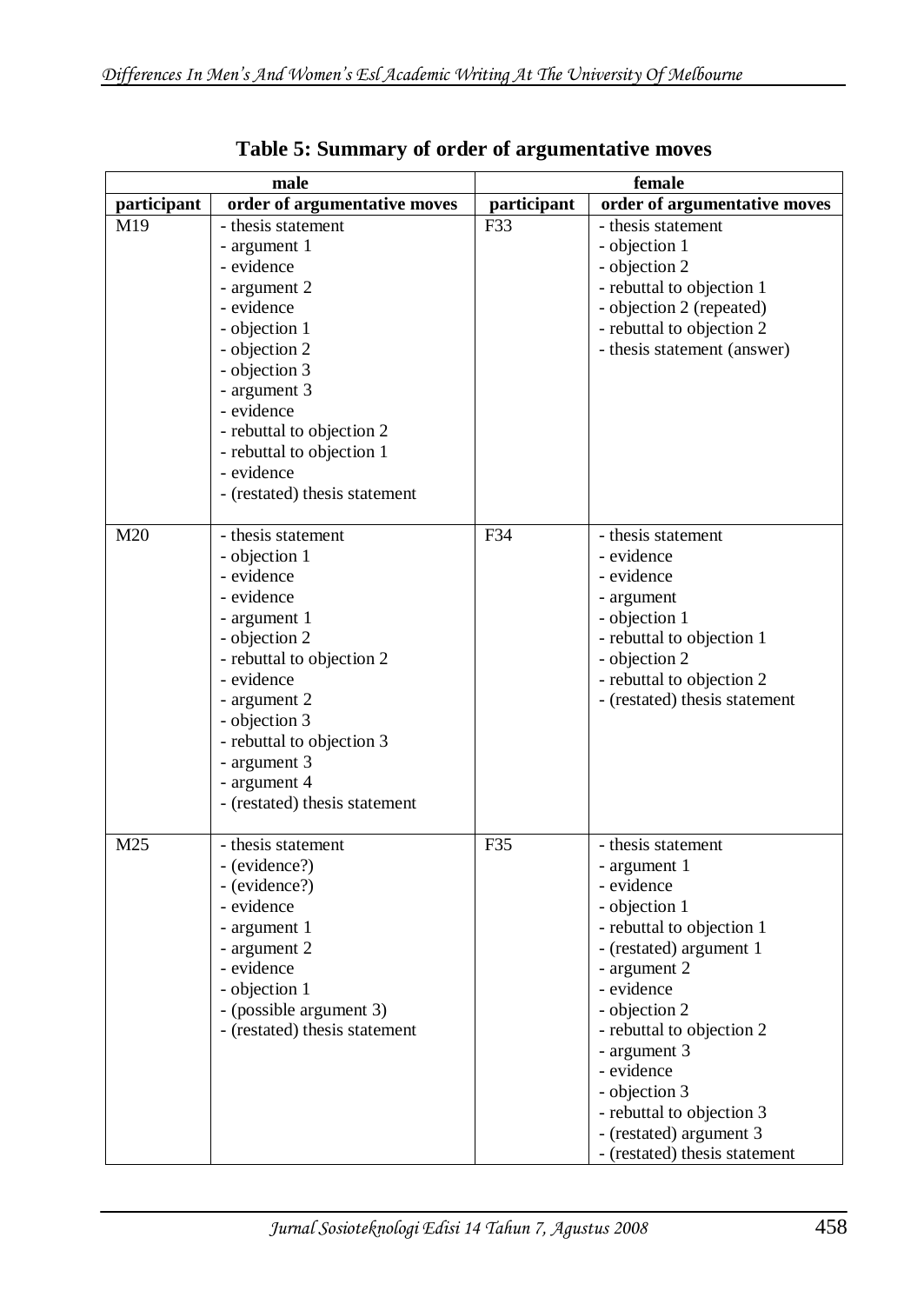**Table 5: Summary of order of argumentative moves**

| male | | female | |
|---|---|---|---|
| participant | order of argumentative moves | participant | order of argumentative moves |
| M19 | - thesis statement<br>- argument 1<br>- evidence<br>- argument 2<br>- evidence<br>- objection 1<br>- objection 2<br>- objection 3<br>- argument 3<br>- evidence<br>- rebuttal to objection 2<br>- rebuttal to objection 1<br>- evidence<br>- (restated) thesis statement | F33 | - thesis statement<br>- objection 1<br>- objection 2<br>- rebuttal to objection 1<br>- objection 2 (repeated)<br>- rebuttal to objection 2<br>- thesis statement (answer) |
| M20 | - thesis statement<br>- objection 1<br>- evidence<br>- evidence<br>- argument 1<br>- objection 2<br>- rebuttal to objection 2<br>- evidence<br>- argument 2<br>- objection 3<br>- rebuttal to objection 3<br>- argument 3<br>- argument 4<br>- (restated) thesis statement | F34 | - thesis statement<br>- evidence<br>- evidence<br>- argument<br>- objection 1<br>- rebuttal to objection 1<br>- objection 2<br>- rebuttal to objection 2<br>- (restated) thesis statement |
| M25 | - thesis statement<br>- (evidence?)<br>- (evidence?)<br>- evidence<br>- argument 1<br>- argument 2<br>- evidence<br>- objection 1<br>- (possible argument 3)<br>- (restated) thesis statement | F35 | - thesis statement<br>- argument 1<br>- evidence<br>- objection 1<br>- rebuttal to objection 1<br>- (restated) argument 1<br>- argument 2<br>- evidence<br>- objection 2<br>- rebuttal to objection 2<br>- argument 3<br>- evidence<br>- objection 3<br>- rebuttal to objection 3<br>- (restated) argument 3<br>- (restated) thesis statement |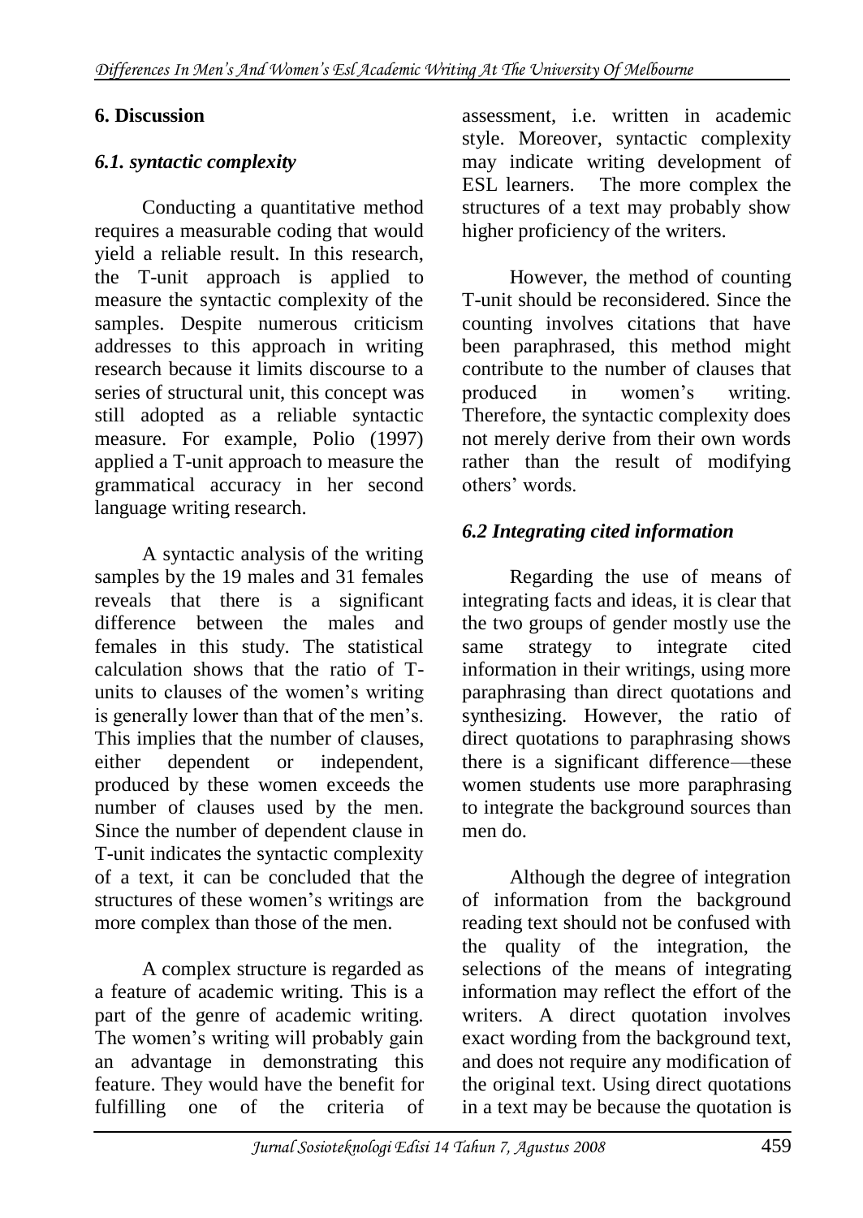## 6. Discussion

### *6.1. syntactic complexity*

Conducting a quantitative method requires a measurable coding that would yield a reliable result. In this research, the T-unit approach is applied to measure the syntactic complexity of the samples. Despite numerous criticism addresses to this approach in writing research because it limits discourse to a series of structural unit, this concept was still adopted as a reliable syntactic measure. For example, Polio (1997) applied a T-unit approach to measure the grammatical accuracy in her second language writing research.

A syntactic analysis of the writing samples by the 19 males and 31 females reveals that there is a significant difference between the males and females in this study. The statistical calculation shows that the ratio of T-units to clauses of the women's writing is generally lower than that of the men's. This implies that the number of clauses, either dependent or independent, produced by these women exceeds the number of clauses used by the men. Since the number of dependent clause in T-unit indicates the syntactic complexity of a text, it can be concluded that the structures of these women's writings are more complex than those of the men.

A complex structure is regarded as a feature of academic writing. This is a part of the genre of academic writing. The women's writing will probably gain an advantage in demonstrating this feature. They would have the benefit for fulfilling one of the criteria of assessment, i.e. written in academic style. Moreover, syntactic complexity may indicate writing development of ESL learners. The more complex the structures of a text may probably show higher proficiency of the writers.

However, the method of counting T-unit should be reconsidered. Since the counting involves citations that have been paraphrased, this method might contribute to the number of clauses that produced in women's writing. Therefore, the syntactic complexity does not merely derive from their own words rather than the result of modifying others' words.

### *6.2 Integrating cited information*

Regarding the use of means of integrating facts and ideas, it is clear that the two groups of gender mostly use the same strategy to integrate cited information in their writings, using more paraphrasing than direct quotations and synthesizing. However, the ratio of direct quotations to paraphrasing shows there is a significant difference—these women students use more paraphrasing to integrate the background sources than men do.

Although the degree of integration of information from the background reading text should not be confused with the quality of the integration, the selections of the means of integrating information may reflect the effort of the writers. A direct quotation involves exact wording from the background text, and does not require any modification of the original text. Using direct quotations in a text may be because the quotation is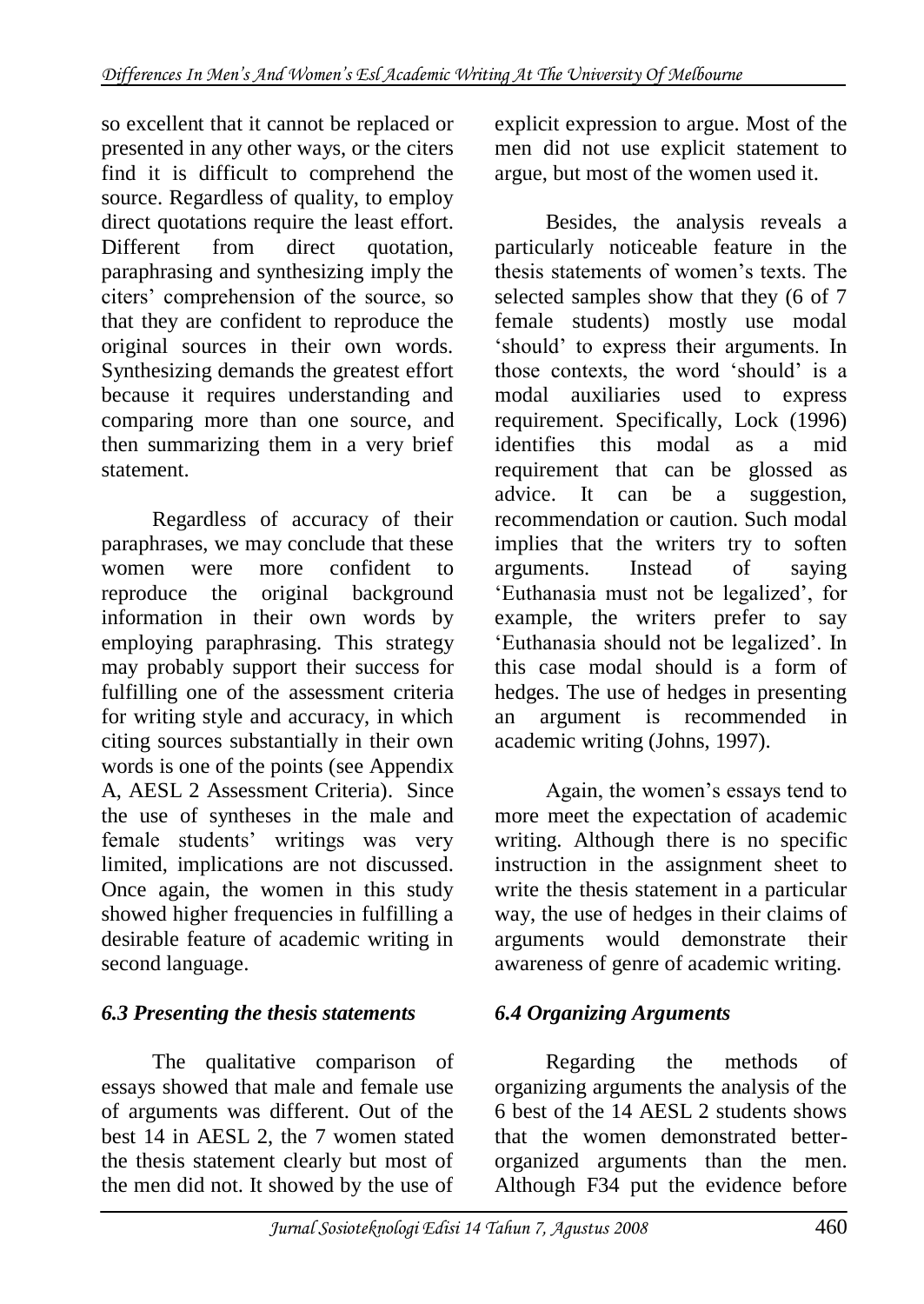so excellent that it cannot be replaced or presented in any other ways, or the citers find it is difficult to comprehend the source. Regardless of quality, to employ direct quotations require the least effort. Different from direct quotation, paraphrasing and synthesizing imply the citers' comprehension of the source, so that they are confident to reproduce the original sources in their own words. Synthesizing demands the greatest effort because it requires understanding and comparing more than one source, and then summarizing them in a very brief statement.

Regardless of accuracy of their paraphrases, we may conclude that these women were more confident to reproduce the original background information in their own words by employing paraphrasing. This strategy may probably support their success for fulfilling one of the assessment criteria for writing style and accuracy, in which citing sources substantially in their own words is one of the points (see Appendix A, AESL 2 Assessment Criteria). Since the use of syntheses in the male and female students' writings was very limited, implications are not discussed. Once again, the women in this study showed higher frequencies in fulfilling a desirable feature of academic writing in second language.

### *6.3 Presenting the thesis statements*

The qualitative comparison of essays showed that male and female use of arguments was different. Out of the best 14 in AESL 2, the 7 women stated the thesis statement clearly but most of the men did not. It showed by the use of explicit expression to argue. Most of the men did not use explicit statement to argue, but most of the women used it.

Besides, the analysis reveals a particularly noticeable feature in the thesis statements of women's texts. The selected samples show that they (6 of 7 female students) mostly use modal 'should' to express their arguments. In those contexts, the word 'should' is a modal auxiliaries used to express requirement. Specifically, Lock (1996) identifies this modal as a mid requirement that can be glossed as advice. It can be a suggestion, recommendation or caution. Such modal implies that the writers try to soften arguments. Instead of saying 'Euthanasia must not be legalized', for example, the writers prefer to say 'Euthanasia should not be legalized'. In this case modal should is a form of hedges. The use of hedges in presenting an argument is recommended in academic writing (Johns, 1997).

Again, the women's essays tend to more meet the expectation of academic writing. Although there is no specific instruction in the assignment sheet to write the thesis statement in a particular way, the use of hedges in their claims of arguments would demonstrate their awareness of genre of academic writing.

### *6.4 Organizing Arguments*

Regarding the methods of organizing arguments the analysis of the 6 best of the 14 AESL 2 students shows that the women demonstrated better-organized arguments than the men. Although F34 put the evidence before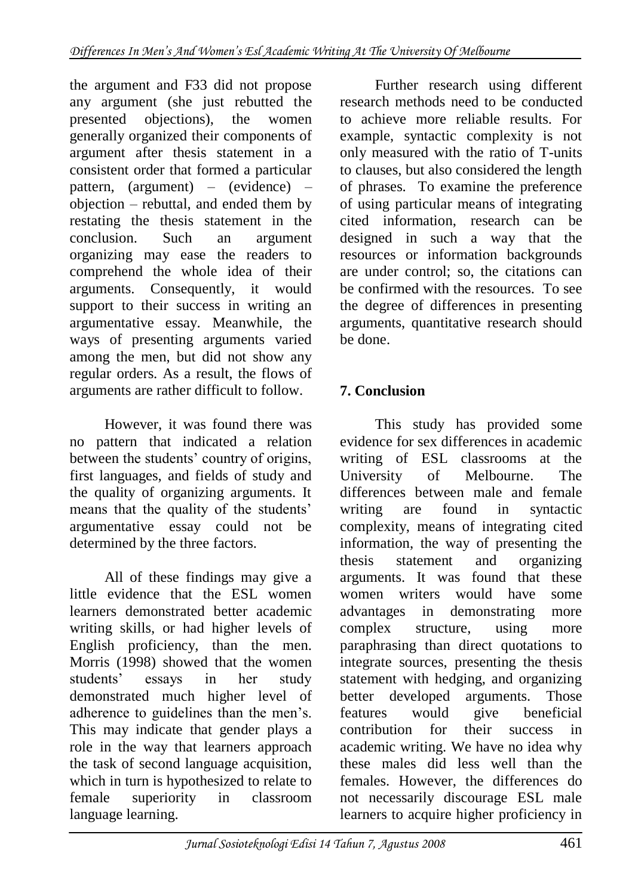the argument and F33 did not propose any argument (she just rebutted the presented objections), the women generally organized their components of argument after thesis statement in a consistent order that formed a particular pattern, (argument) – (evidence) – objection – rebuttal, and ended them by restating the thesis statement in the conclusion. Such an argument organizing may ease the readers to comprehend the whole idea of their arguments. Consequently, it would support to their success in writing an argumentative essay. Meanwhile, the ways of presenting arguments varied among the men, but did not show any regular orders. As a result, the flows of arguments are rather difficult to follow.

However, it was found there was no pattern that indicated a relation between the students' country of origins, first languages, and fields of study and the quality of organizing arguments. It means that the quality of the students' argumentative essay could not be determined by the three factors.

All of these findings may give a little evidence that the ESL women learners demonstrated better academic writing skills, or had higher levels of English proficiency, than the men. Morris (1998) showed that the women students' essays in her study demonstrated much higher level of adherence to guidelines than the men's. This may indicate that gender plays a role in the way that learners approach the task of second language acquisition, which in turn is hypothesized to relate to female superiority in classroom language learning.

Further research using different research methods need to be conducted to achieve more reliable results. For example, syntactic complexity is not only measured with the ratio of T-units to clauses, but also considered the length of phrases. To examine the preference of using particular means of integrating cited information, research can be designed in such a way that the resources or information backgrounds are under control; so, the citations can be confirmed with the resources. To see the degree of differences in presenting arguments, quantitative research should be done.

## 7. Conclusion

This study has provided some evidence for sex differences in academic writing of ESL classrooms at the University of Melbourne. The differences between male and female writing are found in syntactic complexity, means of integrating cited information, the way of presenting the thesis statement and organizing arguments. It was found that these women writers would have some advantages in demonstrating more complex structure, using more paraphrasing than direct quotations to integrate sources, presenting the thesis statement with hedging, and organizing better developed arguments. Those features would give beneficial contribution for their success in academic writing. We have no idea why these males did less well than the females. However, the differences do not necessarily discourage ESL male learners to acquire higher proficiency in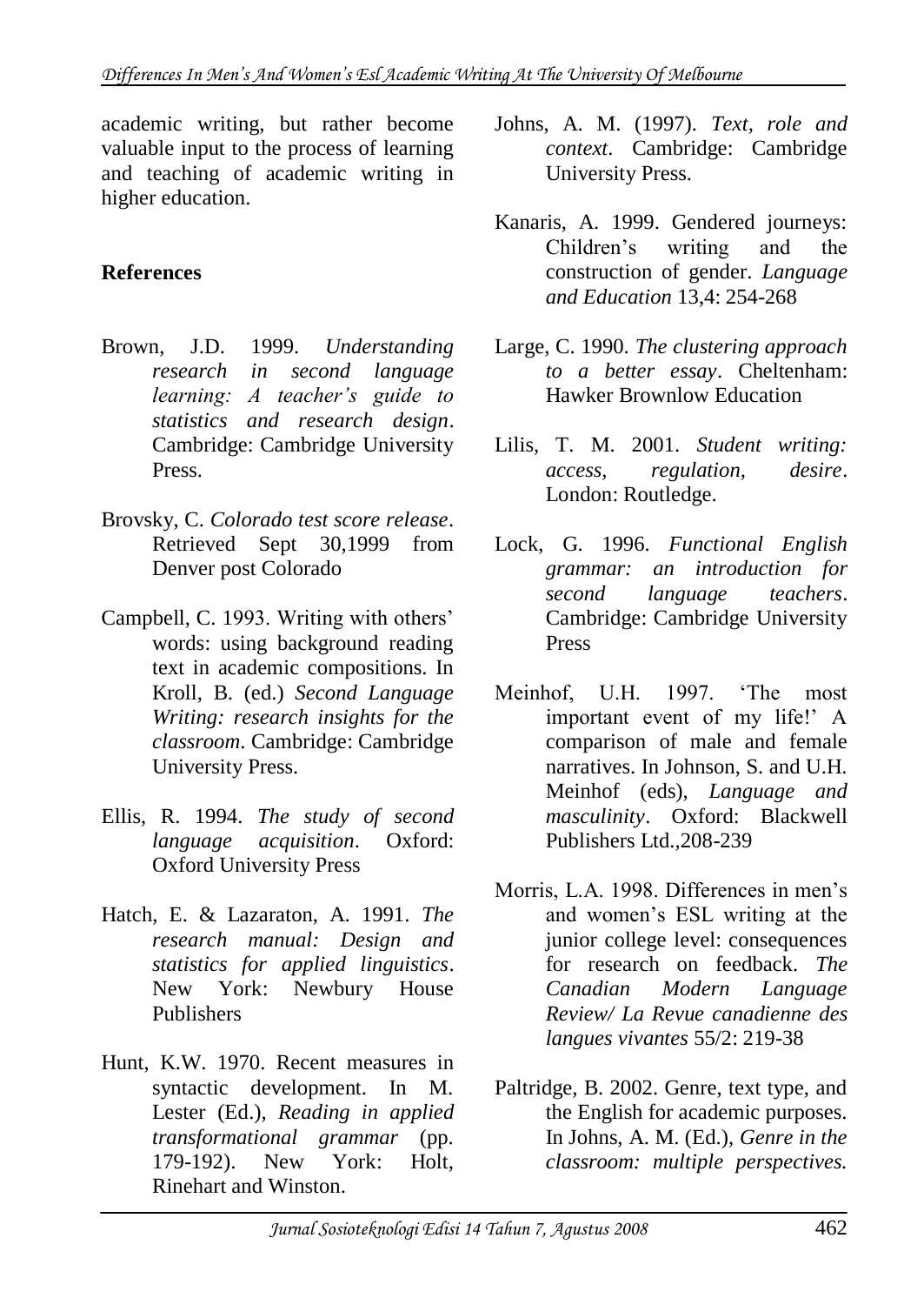academic writing, but rather become valuable input to the process of learning and teaching of academic writing in higher education.

**References**

Brown, J.D. 1999. *Understanding research in second language learning: A teacher's guide to statistics and research design*. Cambridge: Cambridge University Press.

Brovsky, C. *Colorado test score release*. Retrieved Sept 30,1999 from Denver post Colorado

Campbell, C. 1993. Writing with others' words: using background reading text in academic compositions. In Kroll, B. (ed.) *Second Language Writing: research insights for the classroom*. Cambridge: Cambridge University Press.

Ellis, R. 1994. *The study of second language acquisition*. Oxford: Oxford University Press

Hatch, E. & Lazaraton, A. 1991. *The research manual: Design and statistics for applied linguistics*. New York: Newbury House Publishers

Hunt, K.W. 1970. Recent measures in syntactic development. In M. Lester (Ed.), *Reading in applied transformational grammar* (pp. 179-192). New York: Holt, Rinehart and Winston.

Johns, A. M. (1997). *Text, role and context*. Cambridge: Cambridge University Press.

Kanaris, A. 1999. Gendered journeys: Children's writing and the construction of gender. *Language and Education* 13,4: 254-268

Large, C. 1990. *The clustering approach to a better essay*. Cheltenham: Hawker Brownlow Education

Lilis, T. M. 2001. *Student writing: access, regulation, desire*. London: Routledge.

Lock, G. 1996. *Functional English grammar: an introduction for second language teachers*. Cambridge: Cambridge University Press

Meinhof, U.H. 1997. 'The most important event of my life!' A comparison of male and female narratives. In Johnson, S. and U.H. Meinhof (eds), *Language and masculinity*. Oxford: Blackwell Publishers Ltd.,208-239

Morris, L.A. 1998. Differences in men's and women's ESL writing at the junior college level: consequences for research on feedback. *The Canadian Modern Language Review/ La Revue canadienne des langues vivantes* 55/2: 219-38

Paltridge, B. 2002. Genre, text type, and the English for academic purposes. In Johns, A. M. (Ed.), *Genre in the classroom: multiple perspectives.*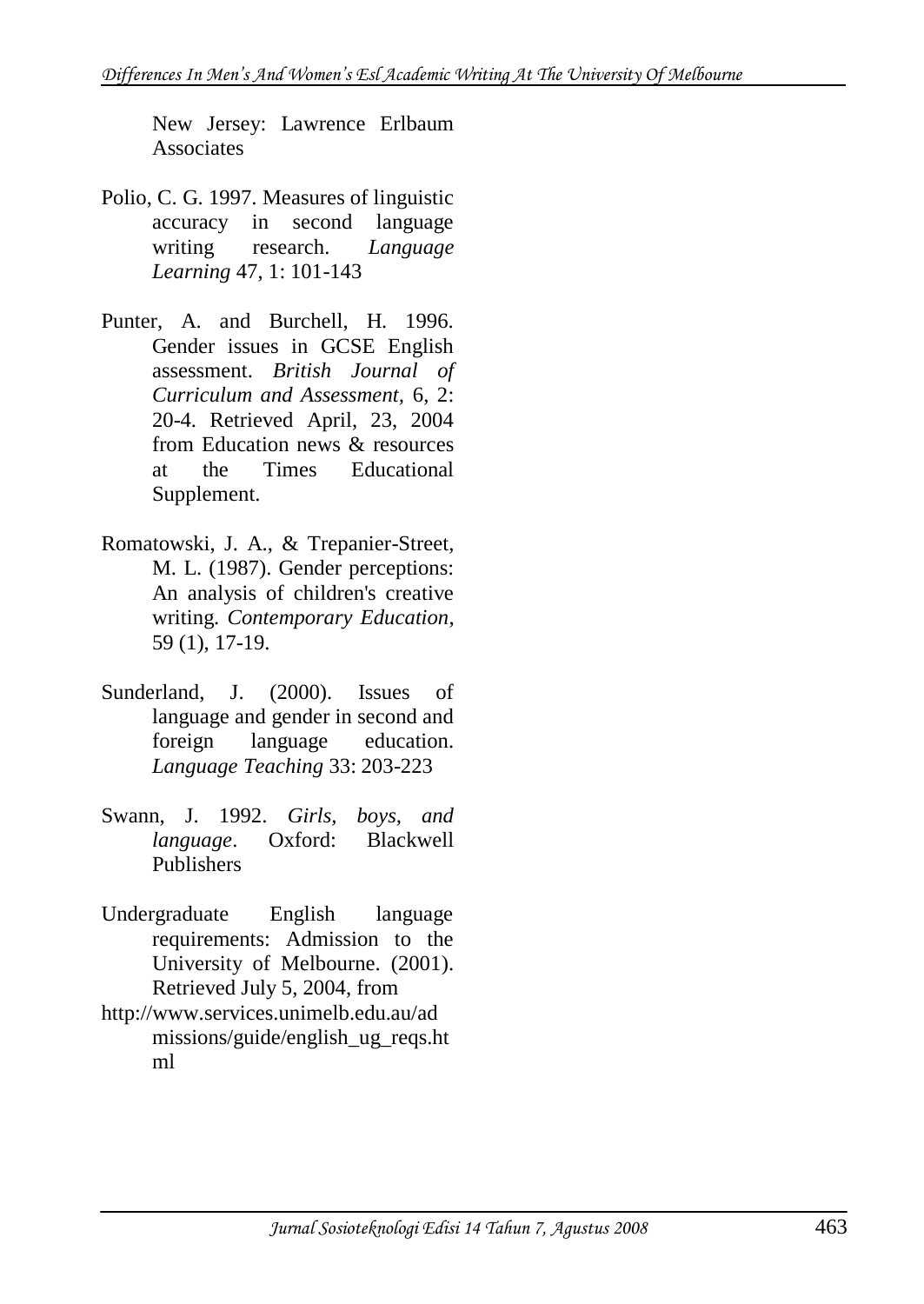New Jersey: Lawrence Erlbaum Associates

Polio, C. G. 1997. Measures of linguistic accuracy in second language writing research. *Language Learning* 47, 1: 101-143

Punter, A. and Burchell, H. 1996. Gender issues in GCSE English assessment. *British Journal of Curriculum and Assessment*, 6, 2: 20-4. Retrieved April, 23, 2004 from Education news & resources at the Times Educational Supplement.

Romatowski, J. A., & Trepanier-Street, M. L. (1987). Gender perceptions: An analysis of children's creative writing. *Contemporary Education*, 59 (1), 17-19.

Sunderland, J. (2000). Issues of language and gender in second and foreign language education. *Language Teaching* 33: 203-223

Swann, J. 1992. *Girls, boys, and language*. Oxford: Blackwell Publishers

Undergraduate English language requirements: Admission to the University of Melbourne. (2001). Retrieved July 5, 2004, from http://www.services.unimelb.edu.au/admissions/guide/english_ug_reqs.html